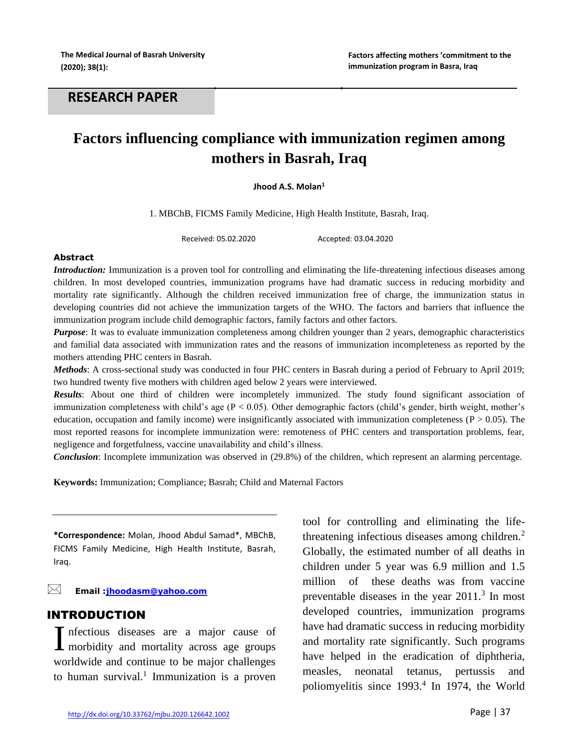RESEARCH PAPER

# Factors influencing compliance with immunization regimen among mothers in Basrah, Iraq

**Jhood A.S. Molan[1]**

1. MBChB, FICMS Family Medicine, High Health Institute, Basrah, Iraq.

Received: 05.02.2020 Accepted: 03.04.2020

## Abstract

***Introduction:*** Immunization is a proven tool for controlling and eliminating the life-threatening infectious diseases among children. In most developed countries, immunization programs have had dramatic success in reducing morbidity and mortality rate significantly. Although the children received immunization free of charge, the immunization status in developing countries did not achieve the immunization targets of the WHO. The factors and barriers that influence the immunization program include child demographic factors, family factors and other factors.

***Purpose***: It was to evaluate immunization completeness among children younger than 2 years, demographic characteristics and familial data associated with immunization rates and the reasons of immunization incompleteness as reported by the mothers attending PHC centers in Basrah.

***Methods***: A cross-sectional study was conducted in four PHC centers in Basrah during a period of February to April 2019; two hundred twenty five mothers with children aged below 2 years were interviewed.

***Results***: About one third of children were incompletely immunized. The study found significant association of immunization completeness with child's age ($P < 0.05$). Other demographic factors (child's gender, birth weight, mother's education, occupation and family income) were insignificantly associated with immunization completeness ($P > 0.05$). The most reported reasons for incomplete immunization were: remoteness of PHC centers and transportation problems, fear, negligence and forgetfulness, vaccine unavailability and child's illness.

***Conclusion***: Incomplete immunization was observed in (29.8%) of the children, which represent an alarming percentage.

**Keywords:** Immunization; Compliance; Basrah; Child and Maternal Factors

**\*Correspondence:** Molan, Jhood Abdul Samad\*, MBChB, FICMS Family Medicine, High Health Institute, Basrah, Iraq.

**Email :jhoodasm@yahoo.com**

## INTRODUCTION

Infectious diseases are a major cause of morbidity and mortality across age groups worldwide and continue to be major challenges to human survival.[1] Immunization is a proven tool for controlling and eliminating the life-threatening infectious diseases among children.[2] Globally, the estimated number of all deaths in children under 5 year was 6.9 million and 1.5 million of these deaths was from vaccine preventable diseases in the year 2011.[3] In most developed countries, immunization programs have had dramatic success in reducing morbidity and mortality rate significantly. Such programs have helped in the eradication of diphtheria, measles, neonatal tetanus, pertussis and poliomyelitis since 1993.[4] In 1974, the World

http://dx.doi.org/10.33762/mjbu.2020.126642.1002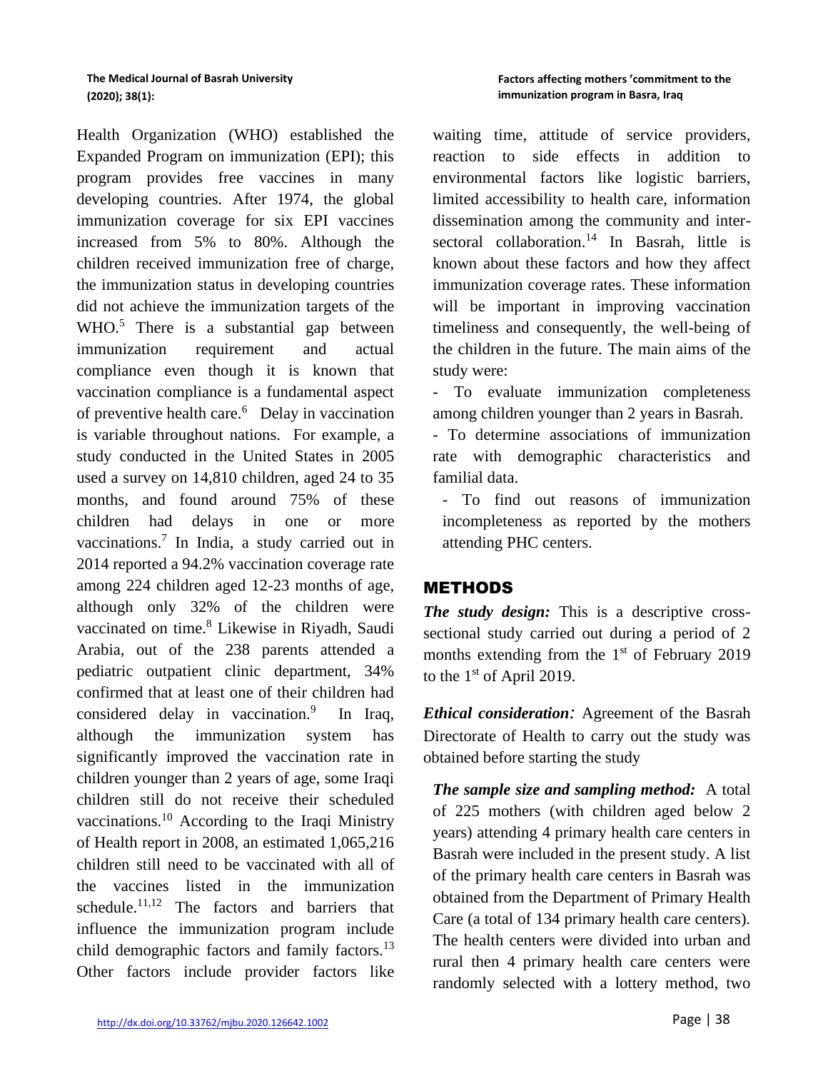Health Organization (WHO) established the Expanded Program on immunization (EPI); this program provides free vaccines in many developing countries. After 1974, the global immunization coverage for six EPI vaccines increased from 5% to 80%. Although the children received immunization free of charge, the immunization status in developing countries did not achieve the immunization targets of the WHO.[5] There is a substantial gap between immunization requirement and actual compliance even though it is known that vaccination compliance is a fundamental aspect of preventive health care.[6] Delay in vaccination is variable throughout nations. For example, a study conducted in the United States in 2005 used a survey on 14,810 children, aged 24 to 35 months, and found around 75% of these children had delays in one or more vaccinations.[7] In India, a study carried out in 2014 reported a 94.2% vaccination coverage rate among 224 children aged 12-23 months of age, although only 32% of the children were vaccinated on time.[8] Likewise in Riyadh, Saudi Arabia, out of the 238 parents attended a pediatric outpatient clinic department, 34% confirmed that at least one of their children had considered delay in vaccination.[9] In Iraq, although the immunization system has significantly improved the vaccination rate in children younger than 2 years of age, some Iraqi children still do not receive their scheduled vaccinations.[10] According to the Iraqi Ministry of Health report in 2008, an estimated 1,065,216 children still need to be vaccinated with all of the vaccines listed in the immunization schedule.[11,12] The factors and barriers that influence the immunization program include child demographic factors and family factors.[13] Other factors include provider factors like waiting time, attitude of service providers, reaction to side effects in addition to environmental factors like logistic barriers, limited accessibility to health care, information dissemination among the community and inter-sectoral collaboration.[14] In Basrah, little is known about these factors and how they affect immunization coverage rates. These information will be important in improving vaccination timeliness and consequently, the well-being of the children in the future. The main aims of the study were:

- To evaluate immunization completeness among children younger than 2 years in Basrah.
- To determine associations of immunization rate with demographic characteristics and familial data.
- To find out reasons of immunization incompleteness as reported by the mothers attending PHC centers.

## METHODS

***The study design:*** This is a descriptive cross-sectional study carried out during a period of 2 months extending from the 1st of February 2019 to the 1st of April 2019.

***Ethical consideration:*** Agreement of the Basrah Directorate of Health to carry out the study was obtained before starting the study

***The sample size and sampling method:*** A total of 225 mothers (with children aged below 2 years) attending 4 primary health care centers in Basrah were included in the present study. A list of the primary health care centers in Basrah was obtained from the Department of Primary Health Care (a total of 134 primary health care centers). The health centers were divided into urban and rural then 4 primary health care centers were randomly selected with a lottery method, two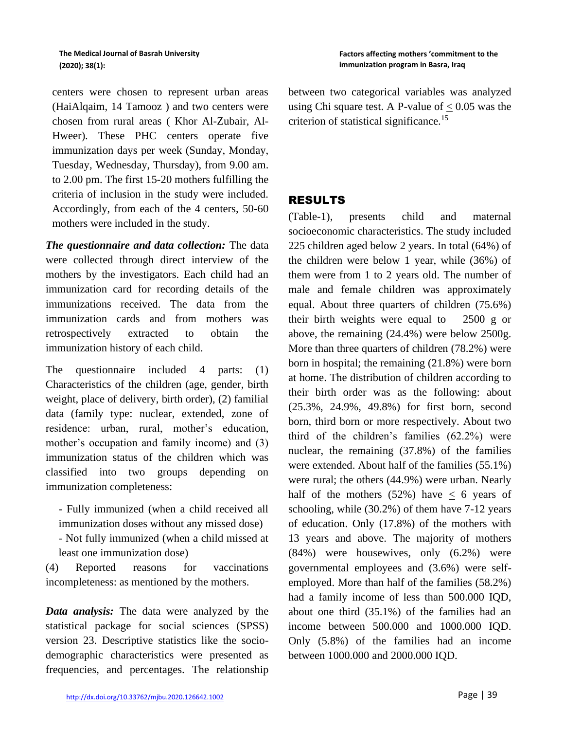centers were chosen to represent urban areas (HaiAlqaim, 14 Tamooz ) and two centers were chosen from rural areas ( Khor Al-Zubair, Al-Hweer). These PHC centers operate five immunization days per week (Sunday, Monday, Tuesday, Wednesday, Thursday), from 9.00 am. to 2.00 pm. The first 15-20 mothers fulfilling the criteria of inclusion in the study were included. Accordingly, from each of the 4 centers, 50-60 mothers were included in the study.

***The questionnaire and data collection:*** The data were collected through direct interview of the mothers by the investigators. Each child had an immunization card for recording details of the immunizations received. The data from the immunization cards and from mothers was retrospectively extracted to obtain the immunization history of each child.

The questionnaire included 4 parts: (1) Characteristics of the children (age, gender, birth weight, place of delivery, birth order), (2) familial data (family type: nuclear, extended, zone of residence: urban, rural, mother's education, mother's occupation and family income) and (3) immunization status of the children which was classified into two groups depending on immunization completeness:

- Fully immunized (when a child received all immunization doses without any missed dose)
- Not fully immunized (when a child missed at least one immunization dose)

(4) Reported reasons for vaccinations incompleteness: as mentioned by the mothers.

***Data analysis:*** The data were analyzed by the statistical package for social sciences (SPSS) version 23. Descriptive statistics like the socio-demographic characteristics were presented as frequencies, and percentages. The relationship between two categorical variables was analyzed using Chi square test. A P-value of $\leq$ 0.05 was the criterion of statistical significance.[15]

## RESULTS

(Table-1), presents child and maternal socioeconomic characteristics. The study included 225 children aged below 2 years. In total (64%) of the children were below 1 year, while (36%) of them were from 1 to 2 years old. The number of male and female children was approximately equal. About three quarters of children (75.6%) their birth weights were equal to 2500 g or above, the remaining (24.4%) were below 2500g. More than three quarters of children (78.2%) were born in hospital; the remaining (21.8%) were born at home. The distribution of children according to their birth order was as the following: about (25.3%, 24.9%, 49.8%) for first born, second born, third born or more respectively. About two third of the children's families (62.2%) were nuclear, the remaining (37.8%) of the families were extended. About half of the families (55.1%) were rural; the others (44.9%) were urban. Nearly half of the mothers (52%) have $\leq$ 6 years of schooling, while (30.2%) of them have 7-12 years of education. Only (17.8%) of the mothers with 13 years and above. The majority of mothers (84%) were housewives, only (6.2%) were governmental employees and (3.6%) were self-employed. More than half of the families (58.2%) had a family income of less than 500.000 IQD, about one third (35.1%) of the families had an income between 500.000 and 1000.000 IQD. Only (5.8%) of the families had an income between 1000.000 and 2000.000 IQD.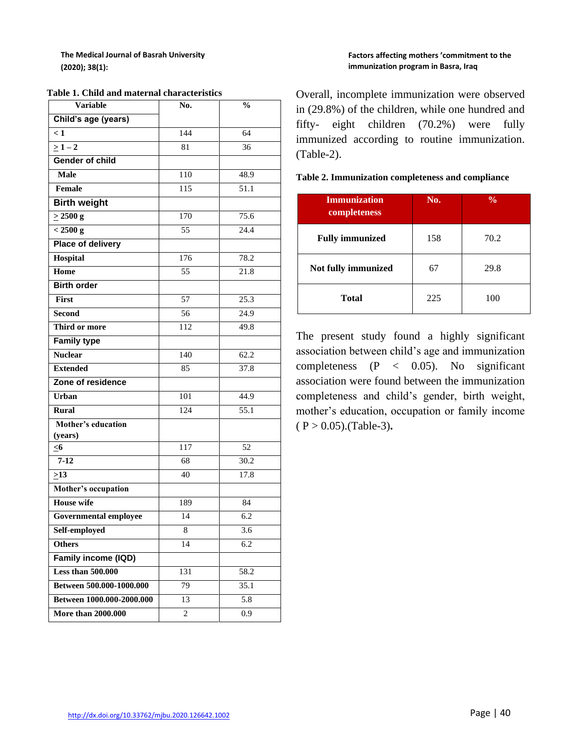**Table 1. Child and maternal characteristics**

| Variable | No. | % |
|---|---|---|
| **Child's age (years)** | | |
| < 1 | 144 | 64 |
| ≥ 1 – 2 | 81 | 36 |
| **Gender of child** | | |
| Male | 110 | 48.9 |
| Female | 115 | 51.1 |
| **Birth weight** | | |
| ≥ 2500 g | 170 | 75.6 |
| < 2500 g | 55 | 24.4 |
| **Place of delivery** | | |
| Hospital | 176 | 78.2 |
| Home | 55 | 21.8 |
| **Birth order** | | |
| First | 57 | 25.3 |
| Second | 56 | 24.9 |
| Third or more | 112 | 49.8 |
| **Family type** | | |
| Nuclear | 140 | 62.2 |
| Extended | 85 | 37.8 |
| **Zone of residence** | | |
| Urban | 101 | 44.9 |
| Rural | 124 | 55.1 |
| **Mother's education (years)** | | |
| ≤6 | 117 | 52 |
| 7-12 | 68 | 30.2 |
| ≥13 | 40 | 17.8 |
| **Mother's occupation** | | |
| House wife | 189 | 84 |
| Governmental employee | 14 | 6.2 |
| Self-employed | 8 | 3.6 |
| Others | 14 | 6.2 |
| **Family income (IQD)** | | |
| Less than 500.000 | 131 | 58.2 |
| Between 500.000-1000.000 | 79 | 35.1 |
| Between 1000.000-2000.000 | 13 | 5.8 |
| More than 2000.000 | 2 | 0.9 |

Overall, incomplete immunization were observed in (29.8%) of the children, while one hundred and fifty- eight children (70.2%) were fully immunized according to routine immunization. (Table-2).

**Table 2. Immunization completeness and compliance**

| Immunization completeness | No. | % |
|---|---|---|
| **Fully immunized** | 158 | 70.2 |
| **Not fully immunized** | 67 | 29.8 |
| **Total** | 225 | 100 |

The present study found a highly significant association between child's age and immunization completeness ($P < 0.05$). No significant association were found between the immunization completeness and child's gender, birth weight, mother's education, occupation or family income ( $P > 0.05$).(Table-3).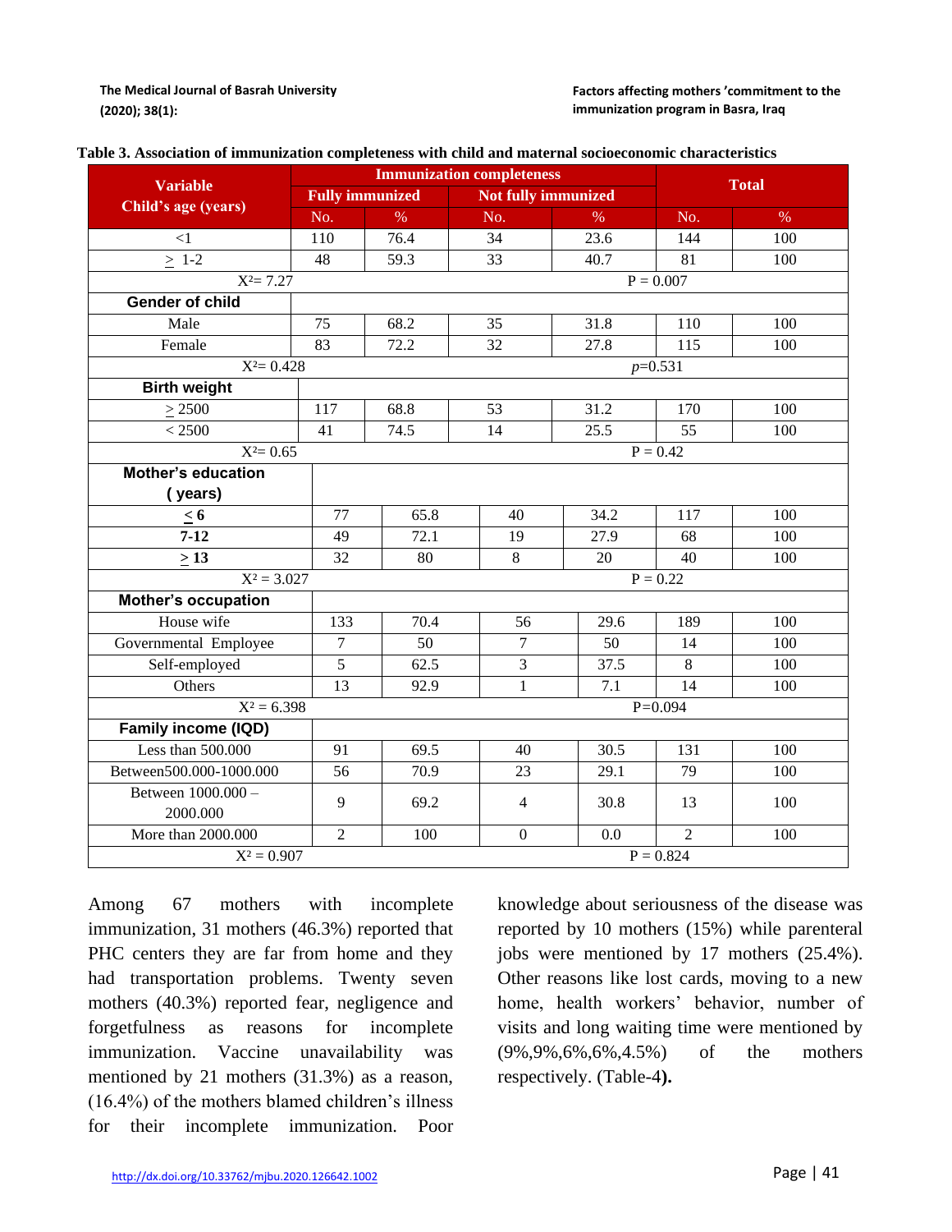**Table 3. Association of immunization completeness with child and maternal socioeconomic characteristics**

| Variable<br>Child's age (years) | Immunization completeness | | | | Total | |
|---|---|---|---|---|---|---|
| | Fully immunized | | Not fully immunized | | | |
| | No. | % | No. | % | No. | % |
| <1 | 110 | 76.4 | 34 | 23.6 | 144 | 100 |
| ≥ 1-2 | 48 | 59.3 | 33 | 40.7 | 81 | 100 |
| $X^2 = 7.27$ | | | P = 0.007 | | | |
| **Gender of child** | | | | | | |
| Male | 75 | 68.2 | 35 | 31.8 | 110 | 100 |
| Female | 83 | 72.2 | 32 | 27.8 | 115 | 100 |
| $X^2 = 0.428$ | | | $p$=0.531 | | | |
| **Birth weight** | | | | | | |
| ≥ 2500 | 117 | 68.8 | 53 | 31.2 | 170 | 100 |
| < 2500 | 41 | 74.5 | 14 | 25.5 | 55 | 100 |
| $X^2 = 0.65$ | | | P = 0.42 | | | |
| **Mother's education ( years)** | | | | | | |
| **≤ 6** | 77 | 65.8 | 40 | 34.2 | 117 | 100 |
| **7-12** | 49 | 72.1 | 19 | 27.9 | 68 | 100 |
| **≥ 13** | 32 | 80 | 8 | 20 | 40 | 100 |
| $X^2 = 3.027$ | | | P = 0.22 | | | |
| **Mother's occupation** | | | | | | |
| House wife | 133 | 70.4 | 56 | 29.6 | 189 | 100 |
| Governmental Employee | 7 | 50 | 7 | 50 | 14 | 100 |
| Self-employed | 5 | 62.5 | 3 | 37.5 | 8 | 100 |
| Others | 13 | 92.9 | 1 | 7.1 | 14 | 100 |
| $X^2 = 6.398$ | | | P=0.094 | | | |
| **Family income (IQD)** | | | | | | |
| Less than 500.000 | 91 | 69.5 | 40 | 30.5 | 131 | 100 |
| Between500.000-1000.000 | 56 | 70.9 | 23 | 29.1 | 79 | 100 |
| Between 1000.000 – 2000.000 | 9 | 69.2 | 4 | 30.8 | 13 | 100 |
| More than 2000.000 | 2 | 100 | 0 | 0.0 | 2 | 100 |
| $X^2 = 0.907$ | | | P = 0.824 | | | |

Among 67 mothers with incomplete immunization, 31 mothers (46.3%) reported that PHC centers they are far from home and they had transportation problems. Twenty seven mothers (40.3%) reported fear, negligence and forgetfulness as reasons for incomplete immunization. Vaccine unavailability was mentioned by 21 mothers (31.3%) as a reason, (16.4%) of the mothers blamed children's illness for their incomplete immunization. Poor knowledge about seriousness of the disease was reported by 10 mothers (15%) while parenteral jobs were mentioned by 17 mothers (25.4%). Other reasons like lost cards, moving to a new home, health workers' behavior, number of visits and long waiting time were mentioned by (9%,9%,6%,6%,4.5%) of the mothers respectively. (Table-4**).**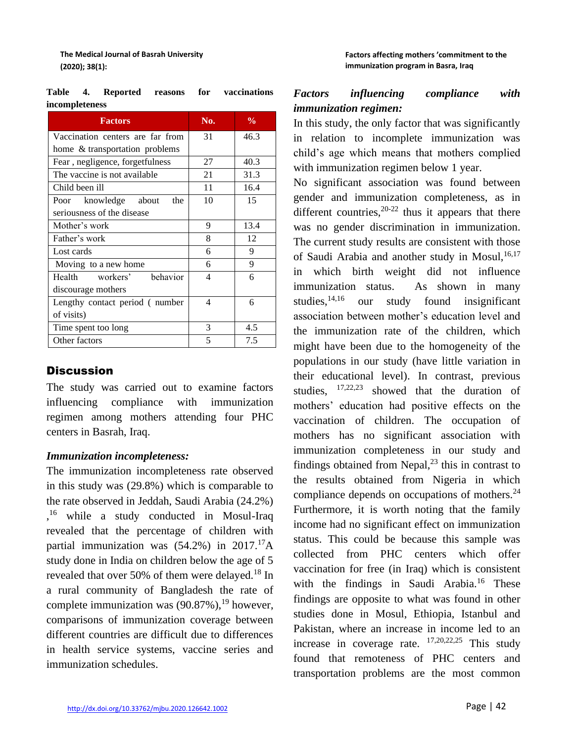**Table 4. Reported reasons for vaccinations incompleteness**

| Factors | No. | % |
|---|---|---|
| Vaccination centers are far from home & transportation problems | 31 | 46.3 |
| Fear , negligence, forgetfulness | 27 | 40.3 |
| The vaccine is not available | 21 | 31.3 |
| Child been ill | 11 | 16.4 |
| Poor knowledge about the seriousness of the disease | 10 | 15 |
| Mother's work | 9 | 13.4 |
| Father's work | 8 | 12 |
| Lost cards | 6 | 9 |
| Moving to a new home | 6 | 9 |
| Health workers' behavior discourage mothers | 4 | 6 |
| Lengthy contact period ( number of visits) | 4 | 6 |
| Time spent too long | 3 | 4.5 |
| Other factors | 5 | 7.5 |

## Discussion

The study was carried out to examine factors influencing compliance with immunization regimen among mothers attending four PHC centers in Basrah, Iraq.

### *Immunization incompleteness:*

The immunization incompleteness rate observed in this study was (29.8%) which is comparable to the rate observed in Jeddah, Saudi Arabia (24.2%) ,[16] while a study conducted in Mosul-Iraq revealed that the percentage of children with partial immunization was (54.2%) in 2017.[17] A study done in India on children below the age of 5 revealed that over 50% of them were delayed.[18] In a rural community of Bangladesh the rate of complete immunization was (90.87%),[19] however, comparisons of immunization coverage between different countries are difficult due to differences in health service systems, vaccine series and immunization schedules.

### *Factors influencing compliance with immunization regimen:*

In this study, the only factor that was significantly in relation to incomplete immunization was child's age which means that mothers complied with immunization regimen below 1 year.

No significant association was found between gender and immunization completeness, as in different countries,[20-22] thus it appears that there was no gender discrimination in immunization. The current study results are consistent with those of Saudi Arabia and another study in Mosul,[16,17] in which birth weight did not influence immunization status. As shown in many studies,[14,16] our study found insignificant association between mother's education level and the immunization rate of the children, which might have been due to the homogeneity of the populations in our study (have little variation in their educational level). In contrast, previous studies, [17,22,23] showed that the duration of mothers' education had positive effects on the vaccination of children. The occupation of mothers has no significant association with immunization completeness in our study and findings obtained from Nepal,[23] this in contrast to the results obtained from Nigeria in which compliance depends on occupations of mothers.[24] Furthermore, it is worth noting that the family income had no significant effect on immunization status. This could be because this sample was collected from PHC centers which offer vaccination for free (in Iraq) which is consistent with the findings in Saudi Arabia.[16] These findings are opposite to what was found in other studies done in Mosul, Ethiopia, Istanbul and Pakistan, where an increase in income led to an increase in coverage rate. [17,20,22,25] This study found that remoteness of PHC centers and transportation problems are the most common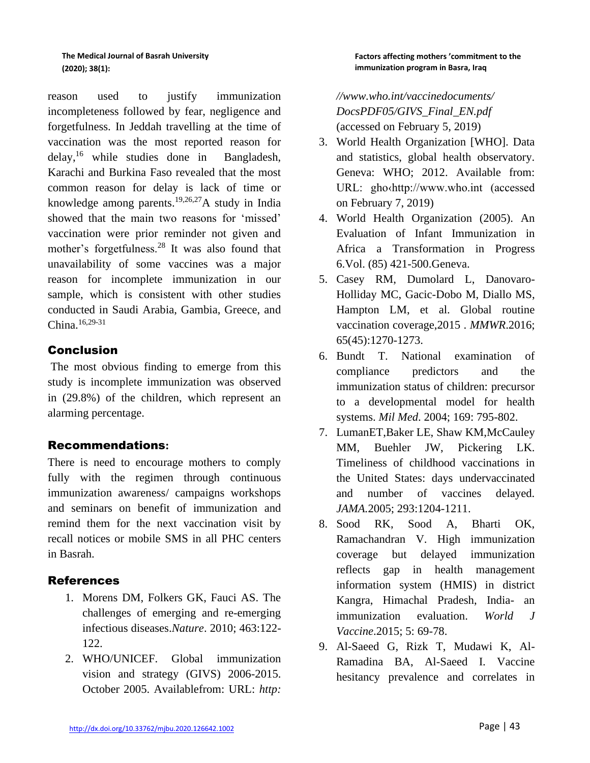reason used to justify immunization incompleteness followed by fear, negligence and forgetfulness. In Jeddah travelling at the time of vaccination was the most reported reason for delay,[16] while studies done in Bangladesh, Karachi and Burkina Faso revealed that the most common reason for delay is lack of time or knowledge among parents.[19,26,27] A study in India showed that the main two reasons for 'missed' vaccination were prior reminder not given and mother's forgetfulness.[28] It was also found that unavailability of some vaccines was a major reason for incomplete immunization in our sample, which is consistent with other studies conducted in Saudi Arabia, Gambia, Greece, and China.[16,29-31]

## Conclusion

The most obvious finding to emerge from this study is incomplete immunization was observed in (29.8%) of the children, which represent an alarming percentage.

## Recommendations:

There is need to encourage mothers to comply fully with the regimen through continuous immunization awareness/ campaigns workshops and seminars on benefit of immunization and remind them for the next vaccination visit by recall notices or mobile SMS in all PHC centers in Basrah.

## References

1. Morens DM, Folkers GK, Fauci AS. The challenges of emerging and re-emerging infectious diseases.*Nature*. 2010; 463:122-122.
2. WHO/UNICEF. Global immunization vision and strategy (GIVS) 2006-2015. October 2005. Availablefrom: URL: *http://www.who.int/vaccinedocuments/DocsPDF05/GIVS_Final_EN.pdf* (accessed on February 5, 2019)
3. World Health Organization [WHO]. Data and statistics, global health observatory. Geneva: WHO; 2012. Available from: URL: gho‹http://www.who.int (accessed on February 7, 2019)
4. World Health Organization (2005). An Evaluation of Infant Immunization in Africa a Transformation in Progress 6.Vol. (85) 421-500.Geneva.
5. Casey RM, Dumolard L, Danovaro-Holliday MC, Gacic-Dobo M, Diallo MS, Hampton LM, et al. Global routine vaccination coverage,2015 . *MMWR*.2016; 65(45):1270-1273.
6. Bundt T. National examination of compliance predictors and the immunization status of children: precursor to a developmental model for health systems. *Mil Med*. 2004; 169: 795-802.
7. LumanET,Baker LE, Shaw KM,McCauley MM, Buehler JW, Pickering LK. Timeliness of childhood vaccinations in the United States: days undervaccinated and number of vaccines delayed. *JAMA*.2005; 293:1204-1211.
8. Sood RK, Sood A, Bharti OK, Ramachandran V. High immunization coverage but delayed immunization reflects gap in health management information system (HMIS) in district Kangra, Himachal Pradesh, India- an immunization evaluation. *World J Vaccine*.2015; 5: 69-78.
9. Al-Saeed G, Rizk T, Mudawi K, Al-Ramadina BA, Al-Saeed I. Vaccine hesitancy prevalence and correlates in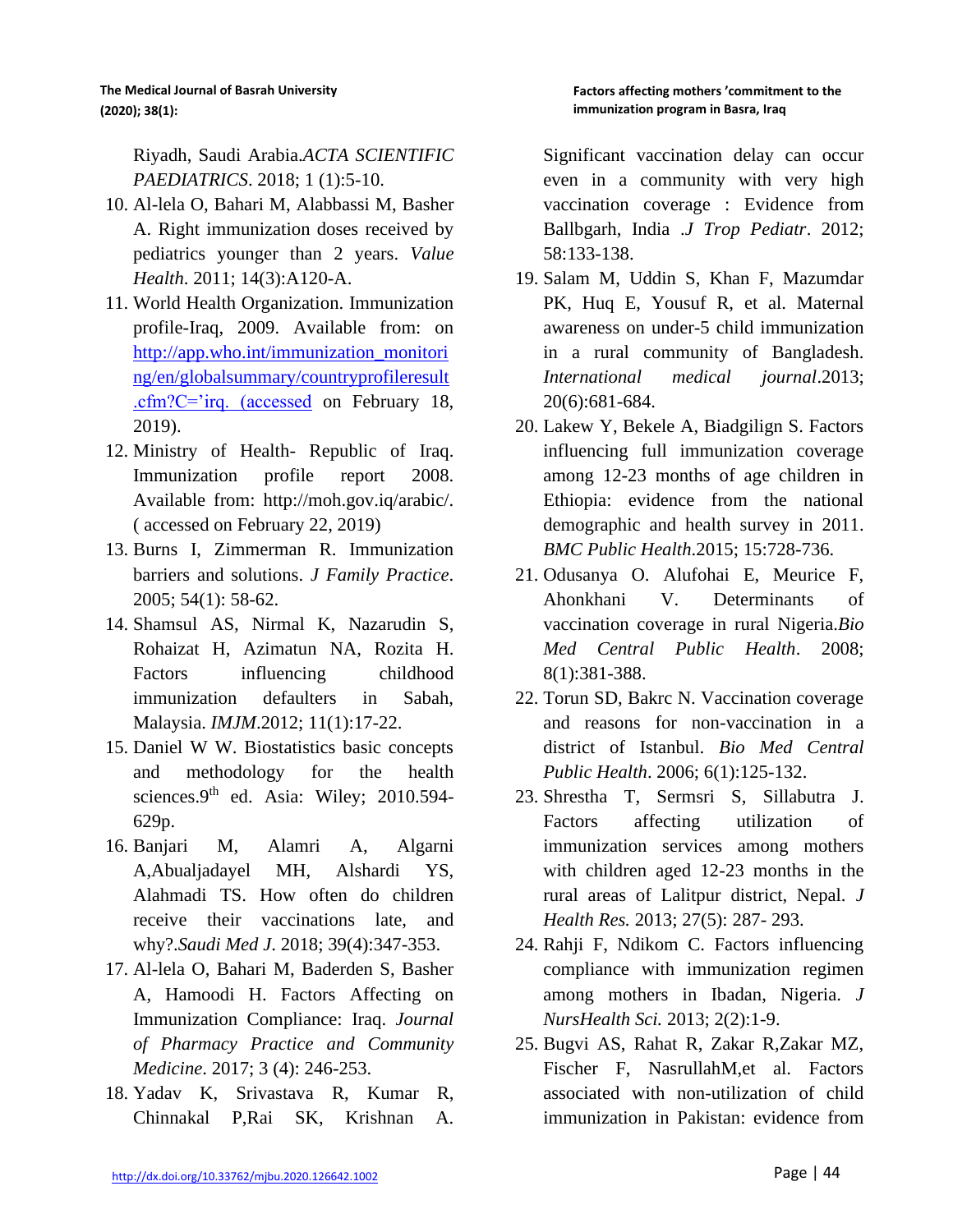Riyadh, Saudi Arabia.*ACTA SCIENTIFIC PAEDIATRICS*. 2018; 1 (1):5-10.

10. Al-lela O, Bahari M, Alabbassi M, Basher A. Right immunization doses received by pediatrics younger than 2 years. *Value Health*. 2011; 14(3):A120-A.
11. World Health Organization. Immunization profile-Iraq, 2009. Available from: on http://app.who.int/immunization_monitoring/en/globalsummary/countryprofileresult.cfm?C='irq. (accessed on February 18, 2019).
12. Ministry of Health- Republic of Iraq. Immunization profile report 2008. Available from: http://moh.gov.iq/arabic/. ( accessed on February 22, 2019)
13. Burns I, Zimmerman R. Immunization barriers and solutions. *J Family Practice*. 2005; 54(1): 58-62.
14. Shamsul AS, Nirmal K, Nazarudin S, Rohaizat H, Azimatun NA, Rozita H. Factors influencing childhood immunization defaulters in Sabah, Malaysia. *IMJM*.2012; 11(1):17-22.
15. Daniel W W. Biostatistics basic concepts and methodology for the health sciences.9th ed. Asia: Wiley; 2010.594-629p.
16. Banjari M, Alamri A, Algarni A,Abualjadayel MH, Alshardi YS, Alahmadi TS. How often do children receive their vaccinations late, and why?.*Saudi Med J*. 2018; 39(4):347-353.
17. Al-lela O, Bahari M, Baderden S, Basher A, Hamoodi H. Factors Affecting on Immunization Compliance: Iraq. *Journal of Pharmacy Practice and Community Medicine*. 2017; 3 (4): 246-253.
18. Yadav K, Srivastava R, Kumar R, Chinnakal P,Rai SK, Krishnan A. Significant vaccination delay can occur even in a community with very high vaccination coverage : Evidence from Ballbgarh, India .*J Trop Pediatr*. 2012; 58:133-138.
19. Salam M, Uddin S, Khan F, Mazumdar PK, Huq E, Yousuf R, et al. Maternal awareness on under-5 child immunization in a rural community of Bangladesh. *International medical journal*.2013; 20(6):681-684.
20. Lakew Y, Bekele A, Biadgilign S. Factors influencing full immunization coverage among 12-23 months of age children in Ethiopia: evidence from the national demographic and health survey in 2011. *BMC Public Health*.2015; 15:728-736.
21. Odusanya O. Alufohai E, Meurice F, Ahonkhani V. Determinants of vaccination coverage in rural Nigeria.*Bio Med Central Public Health*. 2008; 8(1):381-388.
22. Torun SD, Bakrc N. Vaccination coverage and reasons for non-vaccination in a district of Istanbul. *Bio Med Central Public Health*. 2006; 6(1):125-132.
23. Shrestha T, Sermsri S, Sillabutra J. Factors affecting utilization of immunization services among mothers with children aged 12-23 months in the rural areas of Lalitpur district, Nepal. *J Health Res.* 2013; 27(5): 287- 293.
24. Rahji F, Ndikom C. Factors influencing compliance with immunization regimen among mothers in Ibadan, Nigeria. *J NursHealth Sci.* 2013; 2(2):1-9.
25. Bugvi AS, Rahat R, Zakar R,Zakar MZ, Fischer F, NasrullahM,et al. Factors associated with non-utilization of child immunization in Pakistan: evidence from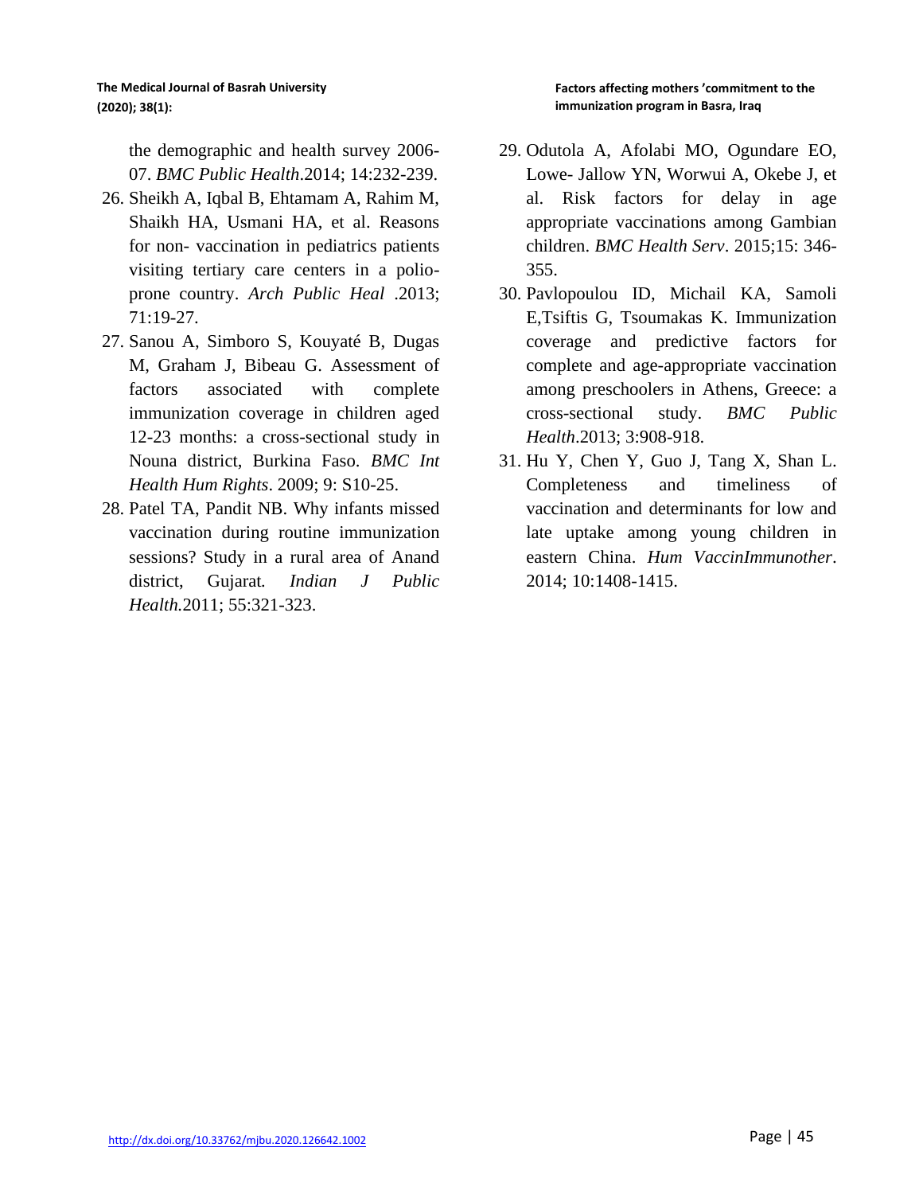the demographic and health survey 2006-07. *BMC Public Health*.2014; 14:232-239.

26. Sheikh A, Iqbal B, Ehtamam A, Rahim M, Shaikh HA, Usmani HA, et al. Reasons for non- vaccination in pediatrics patients visiting tertiary care centers in a polio-prone country. *Arch Public Heal* .2013; 71:19-27.
27. Sanou A, Simboro S, Kouyaté B, Dugas M, Graham J, Bibeau G. Assessment of factors associated with complete immunization coverage in children aged 12-23 months: a cross-sectional study in Nouna district, Burkina Faso. *BMC Int Health Hum Rights*. 2009; 9: S10-25.
28. Patel TA, Pandit NB. Why infants missed vaccination during routine immunization sessions? Study in a rural area of Anand district, Gujarat. *Indian J Public Health.*2011; 55:321-323.
29. Odutola A, Afolabi MO, Ogundare EO, Lowe- Jallow YN, Worwui A, Okebe J, et al. Risk factors for delay in age appropriate vaccinations among Gambian children. *BMC Health Serv*. 2015;15: 346-355.
30. Pavlopoulou ID, Michail KA, Samoli E,Tsiftis G, Tsoumakas K. Immunization coverage and predictive factors for complete and age-appropriate vaccination among preschoolers in Athens, Greece: a cross-sectional study. *BMC Public Health*.2013; 3:908-918.
31. Hu Y, Chen Y, Guo J, Tang X, Shan L. Completeness and timeliness of vaccination and determinants for low and late uptake among young children in eastern China. *Hum VaccinImmunother*. 2014; 10:1408-1415.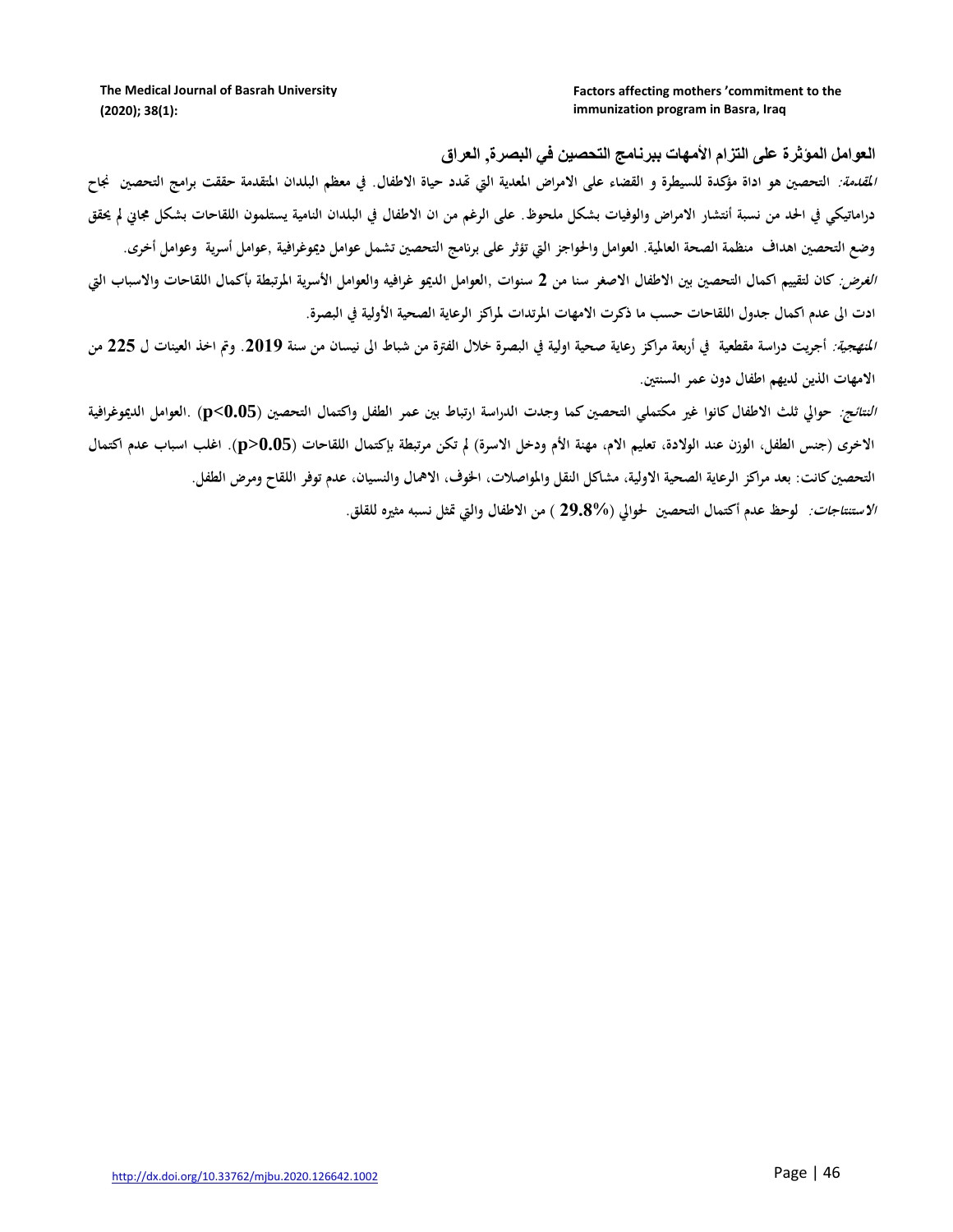## العوامل المؤثرة على التزام الأمهات ببرنامج التحصين في البصرة, العراق

*المقدمة:* التحصين هو اداة مؤكدة للسيطرة و القضاء على الامراض المعدية التي تهدد حياة الاطفال. في معظم البلدان المتقدمة حققت برامج التحصين نجاح دراماتيكي في الحد من نسبة أنتشار الامراض والوفيات بشكل ملحوظ. على الرغم من ان الاطفال في البلدان النامية يستلمون اللقاحات بشكل مجاني لم يحقق وضع التحصين اهداف منظمة الصحة العالمية. العوامل والحواجز التي تؤثر على برنامج التحصين تشمل عوامل ديموغرافية ,عوامل أسرية وعوامل أخرى.

*الغرض:* كان لتقييم اكمال التحصين بين الاطفال الاصغر سنا من 2 سنوات ,العوامل الديمو غرافيه والعوامل الأسرية المرتبطة بأكمال اللقاحات والاسباب التي ادت الى عدم اكمال جدول اللقاحات حسب ما ذكرت الامهات المرتدات لمراكز الرعاية الصحية الأولية في البصرة.

*المنهجية:* أجريت دراسة مقطعية في أربعة مراكز رعاية صحية اولية في البصرة خلال الفترة من شباط الى نيسان من سنة 2019. وتم اخذ العينات ل 225 من الامهات الذين لديهم اطفال دون عمر السنتين.

*النتائج:* حوالي ثلث الاطفال كانوا غير مكتملي التحصين كما وجدت الدراسة ارتباط بين عمر الطفل واكتمال التحصين ($p<0.05$) .العوامل الديموغرافية الاخرى (جنس الطفل، الوزن عند الولادة، تعليم الام، مهنة الأم ودخل الاسرة) لم تكن مرتبطة بإكتمال اللقاحات ($p>0.05$). اغلب اسباب عدم اكتمال التحصين كانت: بعد مراكز الرعاية الصحية الاولية، مشاكل النقل والمواصلات، الخوف، الاهمال والنسيان، عدم توفر اللقاح ومرض الطفل.

*الاستنتاجات:* لوحظ عدم أكتمال التحصين حوالي (29.8%) من الاطفال والتي تمثل نسبه مثيره للقلق.